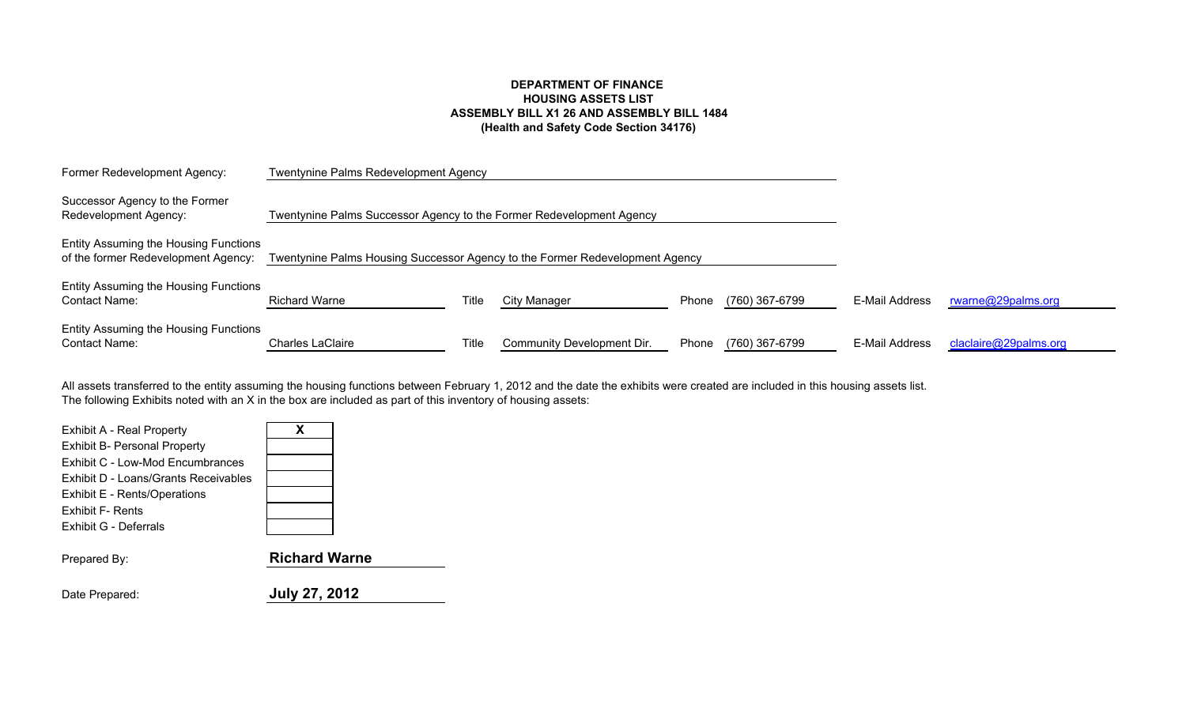# DEPARTMENT OF FINANCE
## HOUSING ASSETS LIST
## ASSEMBLY BILL X1 26 AND ASSEMBLY BILL 1484
## (Health and Safety Code Section 34176)

Former Redevelopment Agency: Twentynine Palms Redevelopment Agency

Successor Agency to the Former Redevelopment Agency: Twentynine Palms Successor Agency to the Former Redevelopment Agency

Entity Assuming the Housing Functions of the former Redevelopment Agency: Twentynine Palms Housing Successor Agency to the Former Redevelopment Agency

| Entity Assuming the Housing Functions Contact Name: | | Title | | Phone | | E-Mail Address | |
|---|---|---|---|---|---|---|---|
| Entity Assuming the Housing Functions Contact Name: | Richard Warne | Title | City Manager | Phone | (760) 367-6799 | E-Mail Address | rwarne@29palms.org |
| Entity Assuming the Housing Functions Contact Name: | Charles LaClaire | Title | Community Development Dir. | Phone | (760) 367-6799 | E-Mail Address | claclaire@29palms.org |

All assets transferred to the entity assuming the housing functions between February 1, 2012 and the date the exhibits were created are included in this housing assets list. The following Exhibits noted with an X in the box are included as part of this inventory of housing assets:

| Exhibit | Included |
|---|---|
| Exhibit A - Real Property | X |
| Exhibit B- Personal Property | |
| Exhibit C - Low-Mod Encumbrances | |
| Exhibit D - Loans/Grants Receivables | |
| Exhibit E - Rents/Operations | |
| Exhibit F- Rents | |
| Exhibit G - Deferrals | |

Prepared By: **Richard Warne**

Date Prepared: **July 27, 2012**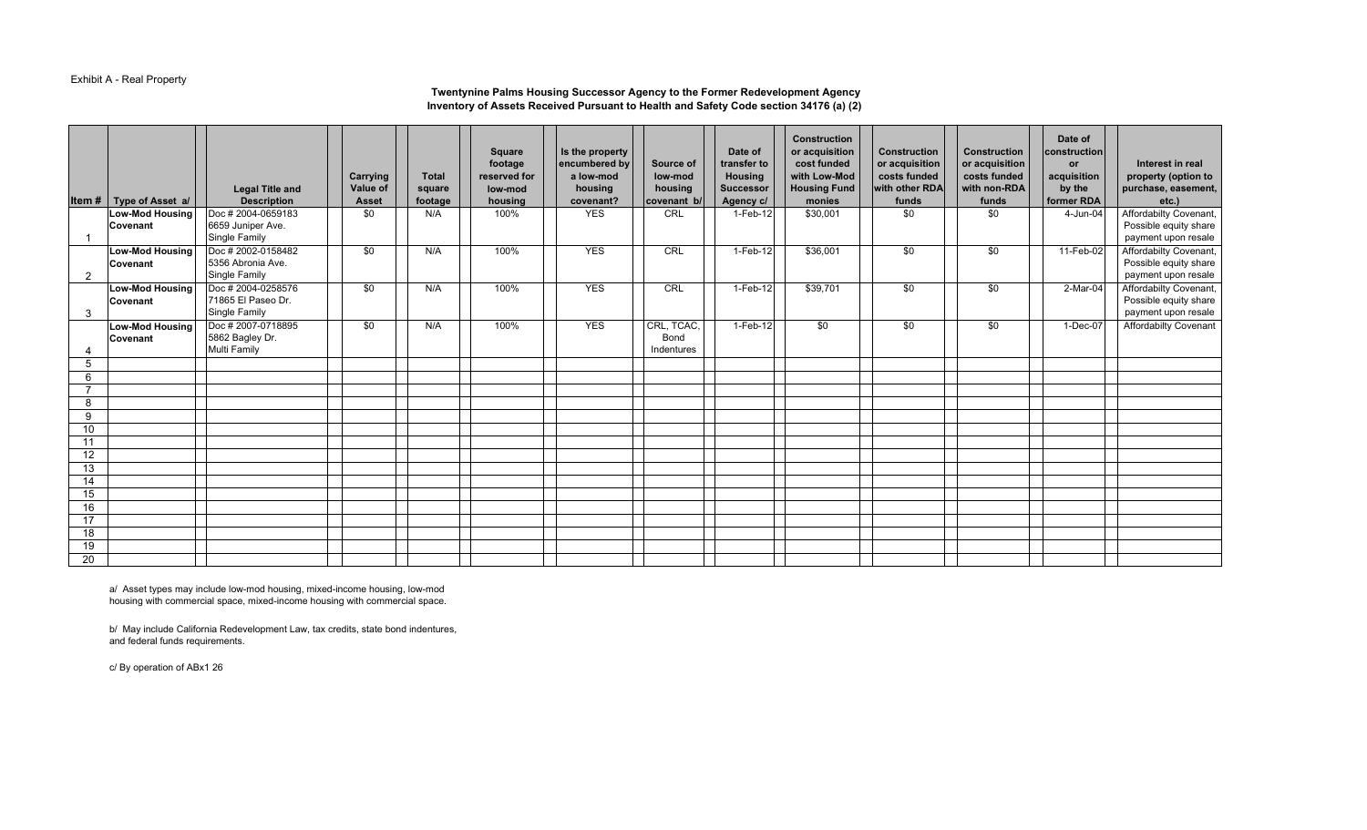Exhibit A - Real Property

**Twentynine Palms Housing Successor Agency to the Former Redevelopment Agency**
**Inventory of Assets Received Pursuant to Health and Safety Code section 34176 (a) (2)**

| Item # | Type of Asset a/ | Legal Title and Description | Carrying Value of Asset | Total square footage | Square footage reserved for low-mod housing | Is the property encumbered by a low-mod housing covenant? | Source of low-mod housing covenant b/ | Date of transfer to Housing Successor Agency c/ | Construction or acquisition cost funded with Low-Mod Housing Fund monies | Construction or acquisition costs funded with other RDA funds | Construction or acquisition costs funded with non-RDA funds | Date of construction or acquisition by the former RDA | Interest in real property (option to purchase, easement, etc.) |
|---|---|---|---|---|---|---|---|---|---|---|---|---|---|
| 1 | **Low-Mod Housing Covenant** | Doc # 2004-0659183 6659 Juniper Ave. Single Family | $0 | N/A | 100% | YES | CRL | 1-Feb-12 | $30,001 | $0 | $0 | 4-Jun-04 | Affordabilty Covenant, Possible equity share payment upon resale |
| 2 | **Low-Mod Housing Covenant** | Doc # 2002-0158482 5356 Abronia Ave. Single Family | $0 | N/A | 100% | YES | CRL | 1-Feb-12 | $36,001 | $0 | $0 | 11-Feb-02 | Affordabilty Covenant, Possible equity share payment upon resale |
| 3 | **Low-Mod Housing Covenant** | Doc # 2004-0258576 71865 El Paseo Dr. Single Family | $0 | N/A | 100% | YES | CRL | 1-Feb-12 | $39,701 | $0 | $0 | 2-Mar-04 | Affordabilty Covenant, Possible equity share payment upon resale |
| 4 | **Low-Mod Housing Covenant** | Doc # 2007-0718895 5862 Bagley Dr. Multi Family | $0 | N/A | 100% | YES | CRL, TCAC, Bond Indentures | 1-Feb-12 | $0 | $0 | $0 | 1-Dec-07 | Affordabilty Covenant |
| 5 | | | | | | | | | | | | | |
| 6 | | | | | | | | | | | | | |
| 7 | | | | | | | | | | | | | |
| 8 | | | | | | | | | | | | | |
| 9 | | | | | | | | | | | | | |
| 10 | | | | | | | | | | | | | |
| 11 | | | | | | | | | | | | | |
| 12 | | | | | | | | | | | | | |
| 13 | | | | | | | | | | | | | |
| 14 | | | | | | | | | | | | | |
| 15 | | | | | | | | | | | | | |
| 16 | | | | | | | | | | | | | |
| 17 | | | | | | | | | | | | | |
| 18 | | | | | | | | | | | | | |
| 19 | | | | | | | | | | | | | |
| 20 | | | | | | | | | | | | | |

a/ Asset types may include low-mod housing, mixed-income housing, low-mod housing with commercial space, mixed-income housing with commercial space.

b/ May include California Redevelopment Law, tax credits, state bond indentures, and federal funds requirements.

c/ By operation of ABx1 26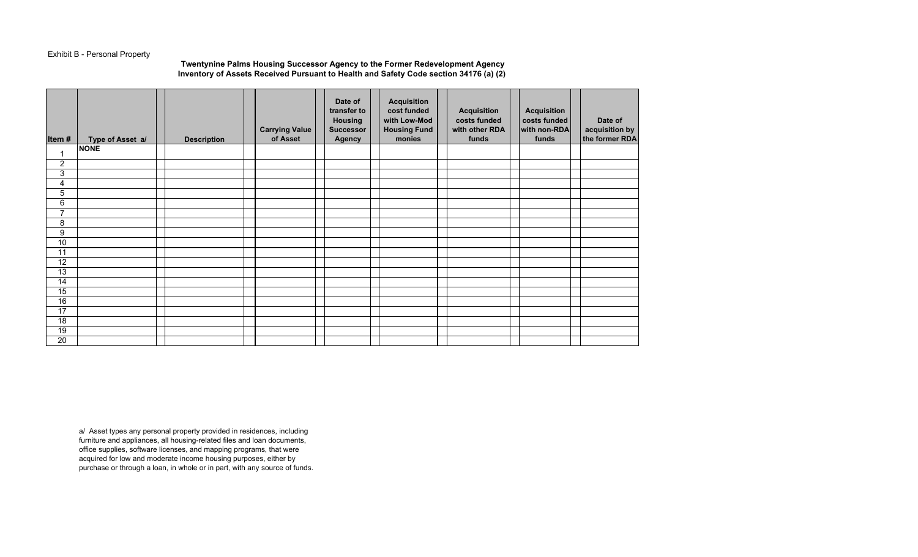Exhibit B - Personal Property

**Twentynine Palms Housing Successor Agency to the Former Redevelopment Agency**
**Inventory of Assets Received Pursuant to Health and Safety Code section 34176 (a) (2)**

| Item # | Type of Asset a/ | Description | Carrying Value of Asset | Date of transfer to Housing Successor Agency | Acquisition cost funded with Low-Mod Housing Fund monies | Acquisition costs funded with other RDA funds | Acquisition costs funded with non-RDA funds | Date of acquisition by the former RDA |
|---|---|---|---|---|---|---|---|---|
| 1 | NONE | | | | | | | |
| 2 | | | | | | | | |
| 3 | | | | | | | | |
| 4 | | | | | | | | |
| 5 | | | | | | | | |
| 6 | | | | | | | | |
| 7 | | | | | | | | |
| 8 | | | | | | | | |
| 9 | | | | | | | | |
| 10 | | | | | | | | |
| 11 | | | | | | | | |
| 12 | | | | | | | | |
| 13 | | | | | | | | |
| 14 | | | | | | | | |
| 15 | | | | | | | | |
| 16 | | | | | | | | |
| 17 | | | | | | | | |
| 18 | | | | | | | | |
| 19 | | | | | | | | |
| 20 | | | | | | | | |

a/ Asset types any personal property provided in residences, including furniture and appliances, all housing-related files and loan documents, office supplies, software licenses, and mapping programs, that were acquired for low and moderate income housing purposes, either by purchase or through a loan, in whole or in part, with any source of funds.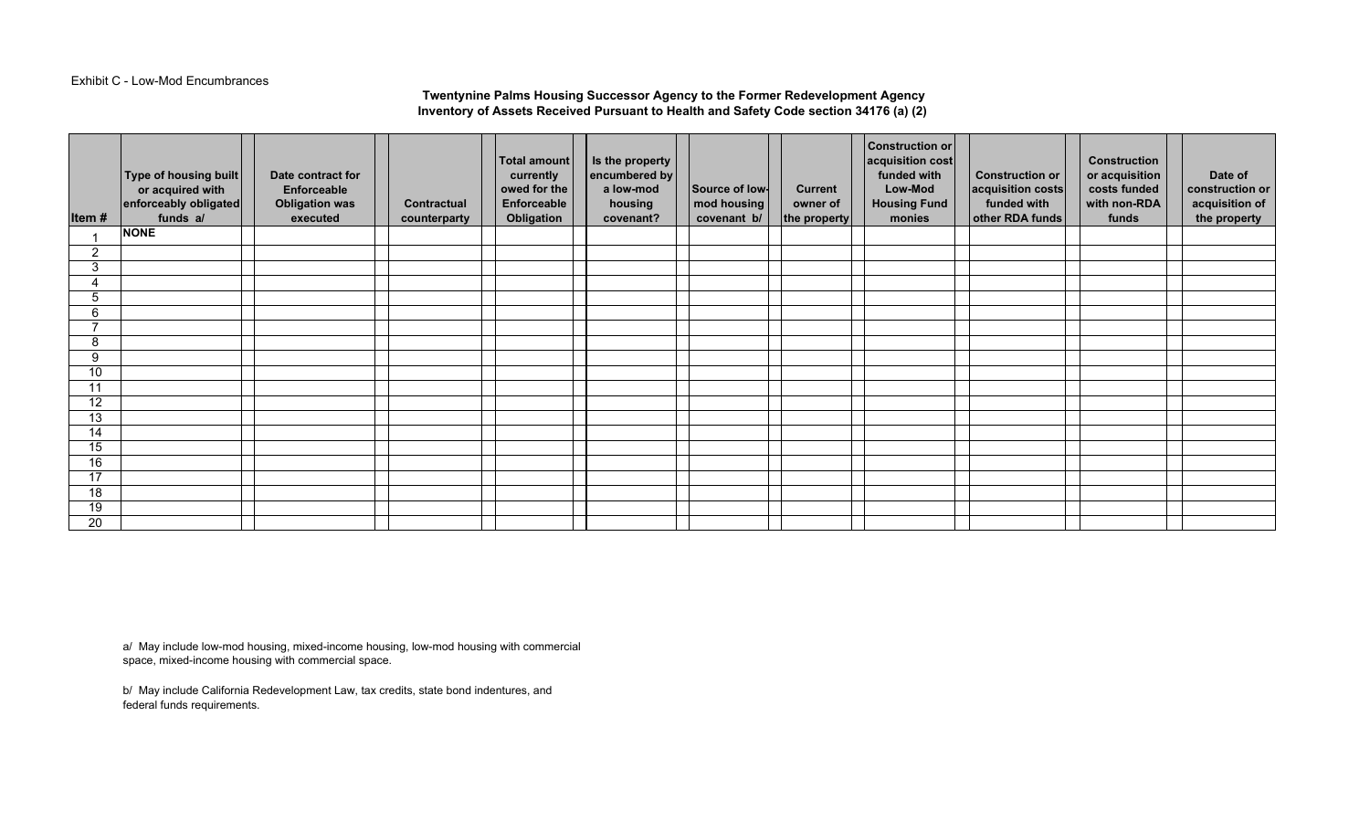Exhibit C - Low-Mod Encumbrances

**Twentynine Palms Housing Successor Agency to the Former Redevelopment Agency**
**Inventory of Assets Received Pursuant to Health and Safety Code section 34176 (a) (2)**

| Item # | Type of housing built or acquired with enforceably obligated funds a/ | Date contract for Enforceable Obligation was executed | Contractual counterparty | Total amount currently owed for the Enforceable Obligation | Is the property encumbered by a low-mod housing covenant? | Source of low-mod housing covenant b/ | Current owner of the property | Construction or acquisition cost funded with Low-Mod Housing Fund monies | Construction or acquisition costs funded with other RDA funds | Construction or acquisition costs funded with non-RDA funds | Date of construction or acquisition of the property |
|---|---|---|---|---|---|---|---|---|---|---|---|
| 1 | **NONE** | | | | | | | | | | |
| 2 | | | | | | | | | | | |
| 3 | | | | | | | | | | | |
| 4 | | | | | | | | | | | |
| 5 | | | | | | | | | | | |
| 6 | | | | | | | | | | | |
| 7 | | | | | | | | | | | |
| 8 | | | | | | | | | | | |
| 9 | | | | | | | | | | | |
| 10 | | | | | | | | | | | |
| 11 | | | | | | | | | | | |
| 12 | | | | | | | | | | | |
| 13 | | | | | | | | | | | |
| 14 | | | | | | | | | | | |
| 15 | | | | | | | | | | | |
| 16 | | | | | | | | | | | |
| 17 | | | | | | | | | | | |
| 18 | | | | | | | | | | | |
| 19 | | | | | | | | | | | |
| 20 | | | | | | | | | | | |

a/ May include low-mod housing, mixed-income housing, low-mod housing with commercial space, mixed-income housing with commercial space.

b/ May include California Redevelopment Law, tax credits, state bond indentures, and federal funds requirements.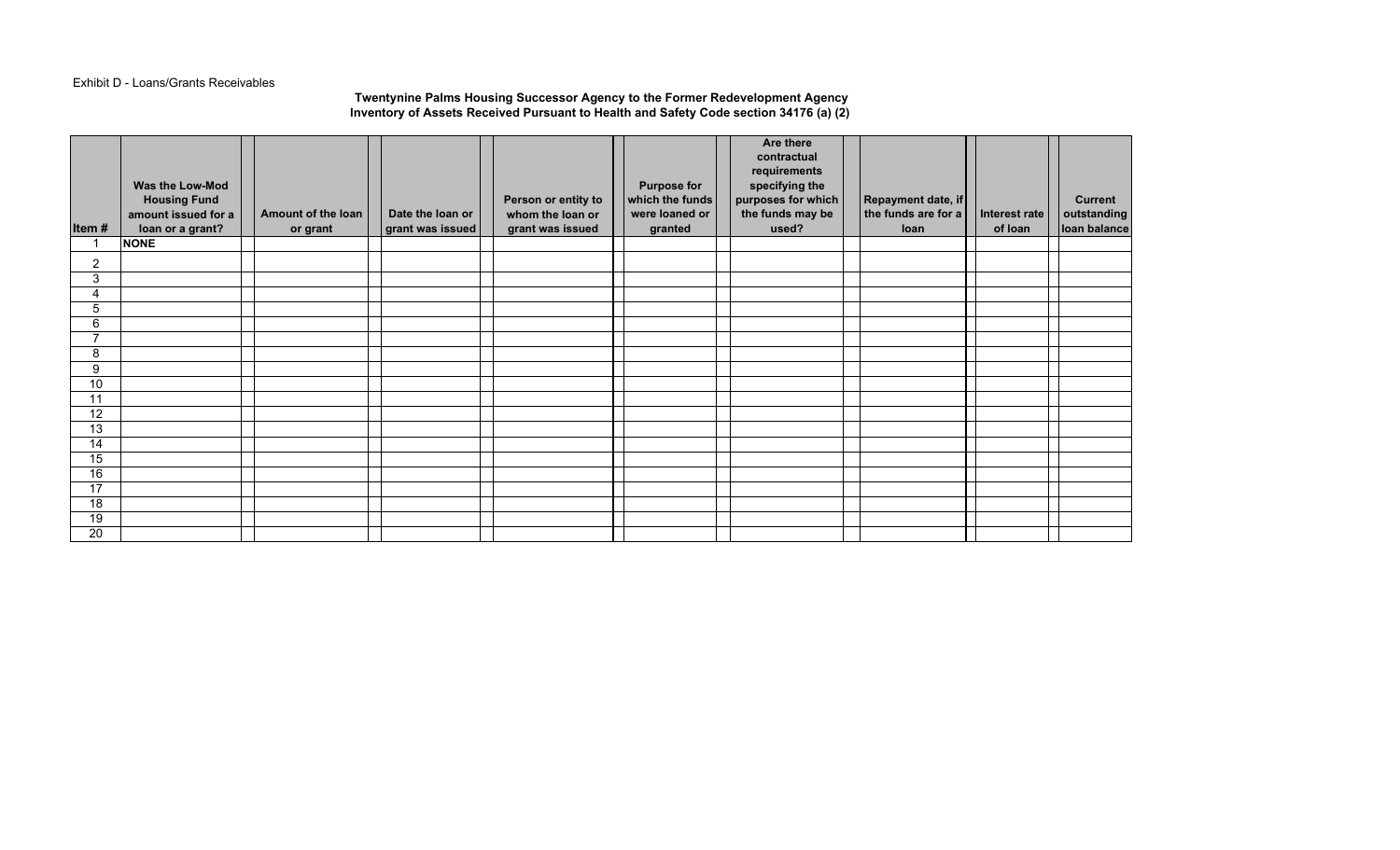Exhibit D - Loans/Grants Receivables

**Twentynine Palms Housing Successor Agency to the Former Redevelopment Agency**
**Inventory of Assets Received Pursuant to Health and Safety Code section 34176 (a) (2)**

| Item # | Was the Low-Mod Housing Fund amount issued for a loan or a grant? | Amount of the loan or grant | Date the loan or grant was issued | Person or entity to whom the loan or grant was issued | Purpose for which the funds were loaned or granted | Are there contractual requirements specifying the purposes for which the funds may be used? | Repayment date, if the funds are for a loan | Interest rate of loan | Current outstanding loan balance |
|---|---|---|---|---|---|---|---|---|---|
| 1 | **NONE** | | | | | | | | |
| 2 | | | | | | | | | |
| 3 | | | | | | | | | |
| 4 | | | | | | | | | |
| 5 | | | | | | | | | |
| 6 | | | | | | | | | |
| 7 | | | | | | | | | |
| 8 | | | | | | | | | |
| 9 | | | | | | | | | |
| 10 | | | | | | | | | |
| 11 | | | | | | | | | |
| 12 | | | | | | | | | |
| 13 | | | | | | | | | |
| 14 | | | | | | | | | |
| 15 | | | | | | | | | |
| 16 | | | | | | | | | |
| 17 | | | | | | | | | |
| 18 | | | | | | | | | |
| 19 | | | | | | | | | |
| 20 | | | | | | | | | |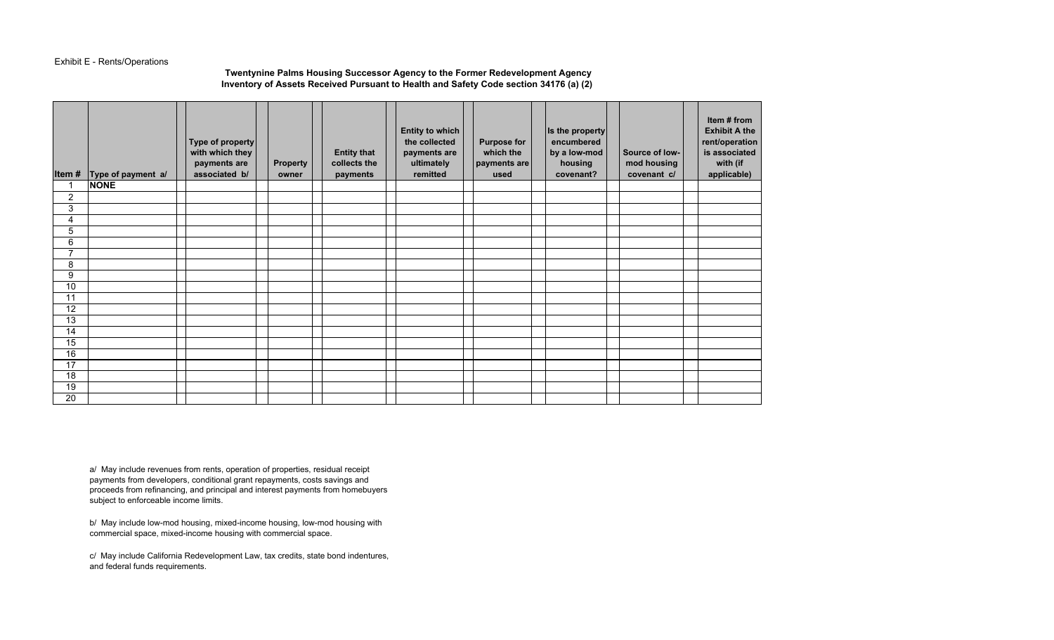Exhibit E - Rents/Operations

**Twentynine Palms Housing Successor Agency to the Former Redevelopment Agency**
**Inventory of Assets Received Pursuant to Health and Safety Code section 34176 (a) (2)**

| Item # | Type of payment a/ | Type of property with which they payments are associated b/ | Property owner | Entity that collects the payments | Entity to which the collected payments are ultimately remitted | Purpose for which the payments are used | Is the property encumbered by a low-mod housing covenant? | Source of low-mod housing covenant c/ | Item # from Exhibit A the rent/operation is associated with (if applicable) |
|---|---|---|---|---|---|---|---|---|---|
| 1 | **NONE** | | | | | | | | |
| 2 | | | | | | | | | |
| 3 | | | | | | | | | |
| 4 | | | | | | | | | |
| 5 | | | | | | | | | |
| 6 | | | | | | | | | |
| 7 | | | | | | | | | |
| 8 | | | | | | | | | |
| 9 | | | | | | | | | |
| 10 | | | | | | | | | |
| 11 | | | | | | | | | |
| 12 | | | | | | | | | |
| 13 | | | | | | | | | |
| 14 | | | | | | | | | |
| 15 | | | | | | | | | |
| 16 | | | | | | | | | |
| 17 | | | | | | | | | |
| 18 | | | | | | | | | |
| 19 | | | | | | | | | |
| 20 | | | | | | | | | |

a/ May include revenues from rents, operation of properties, residual receipt payments from developers, conditional grant repayments, costs savings and proceeds from refinancing, and principal and interest payments from homebuyers subject to enforceable income limits.

b/ May include low-mod housing, mixed-income housing, low-mod housing with commercial space, mixed-income housing with commercial space.

c/ May include California Redevelopment Law, tax credits, state bond indentures, and federal funds requirements.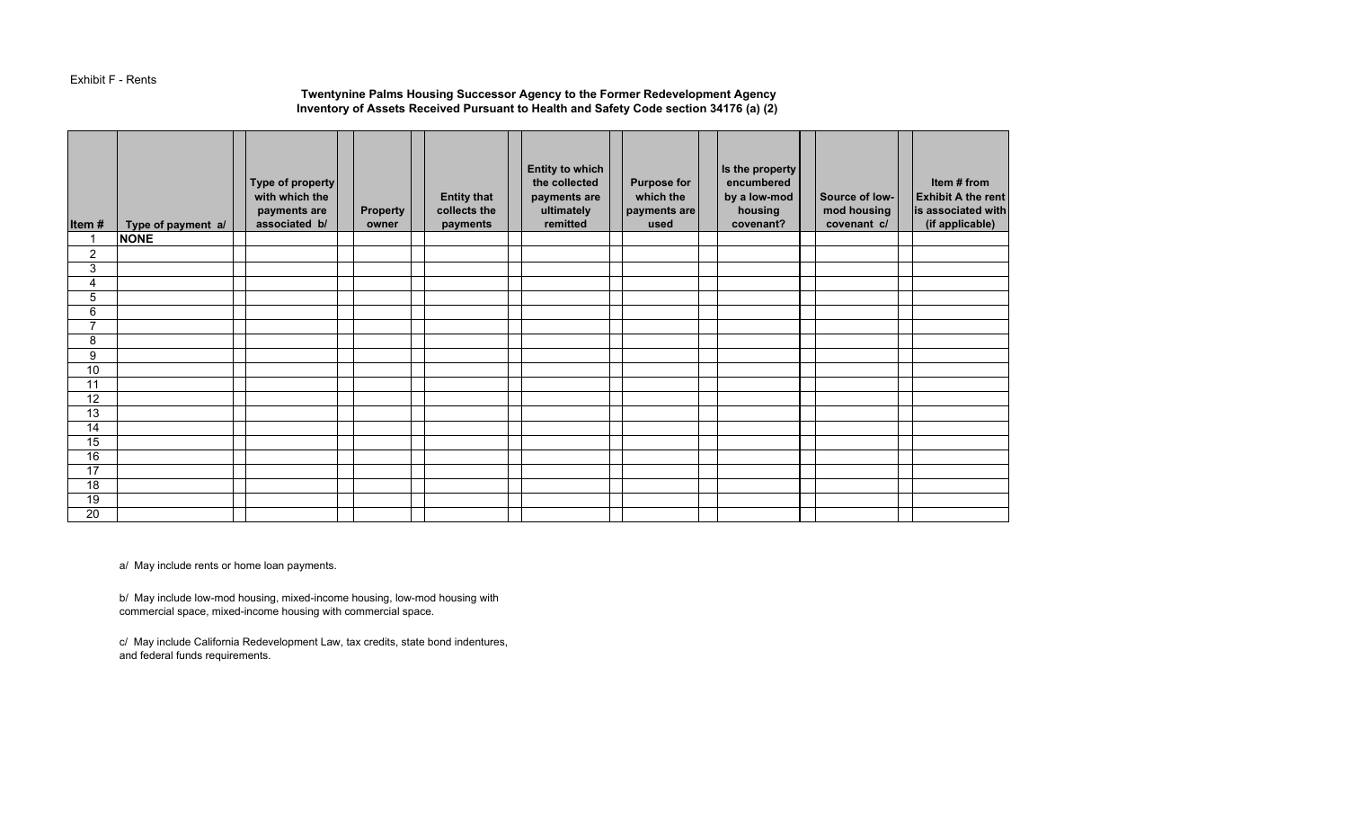Exhibit F - Rents

**Twentynine Palms Housing Successor Agency to the Former Redevelopment Agency**
**Inventory of Assets Received Pursuant to Health and Safety Code section 34176 (a) (2)**

| Item # | Type of payment a/ | Type of property with which the payments are associated b/ | Property owner | Entity that collects the payments | Entity to which the collected payments are ultimately remitted | Purpose for which the payments are used | Is the property encumbered by a low-mod housing covenant? | Source of low-mod housing covenant c/ | Item # from Exhibit A the rent is associated with (if applicable) |
|---|---|---|---|---|---|---|---|---|---|
| 1 | **NONE** | | | | | | | | |
| 2 | | | | | | | | | |
| 3 | | | | | | | | | |
| 4 | | | | | | | | | |
| 5 | | | | | | | | | |
| 6 | | | | | | | | | |
| 7 | | | | | | | | | |
| 8 | | | | | | | | | |
| 9 | | | | | | | | | |
| 10 | | | | | | | | | |
| 11 | | | | | | | | | |
| 12 | | | | | | | | | |
| 13 | | | | | | | | | |
| 14 | | | | | | | | | |
| 15 | | | | | | | | | |
| 16 | | | | | | | | | |
| 17 | | | | | | | | | |
| 18 | | | | | | | | | |
| 19 | | | | | | | | | |
| 20 | | | | | | | | | |

a/ May include rents or home loan payments.

b/ May include low-mod housing, mixed-income housing, low-mod housing with commercial space, mixed-income housing with commercial space.

c/ May include California Redevelopment Law, tax credits, state bond indentures, and federal funds requirements.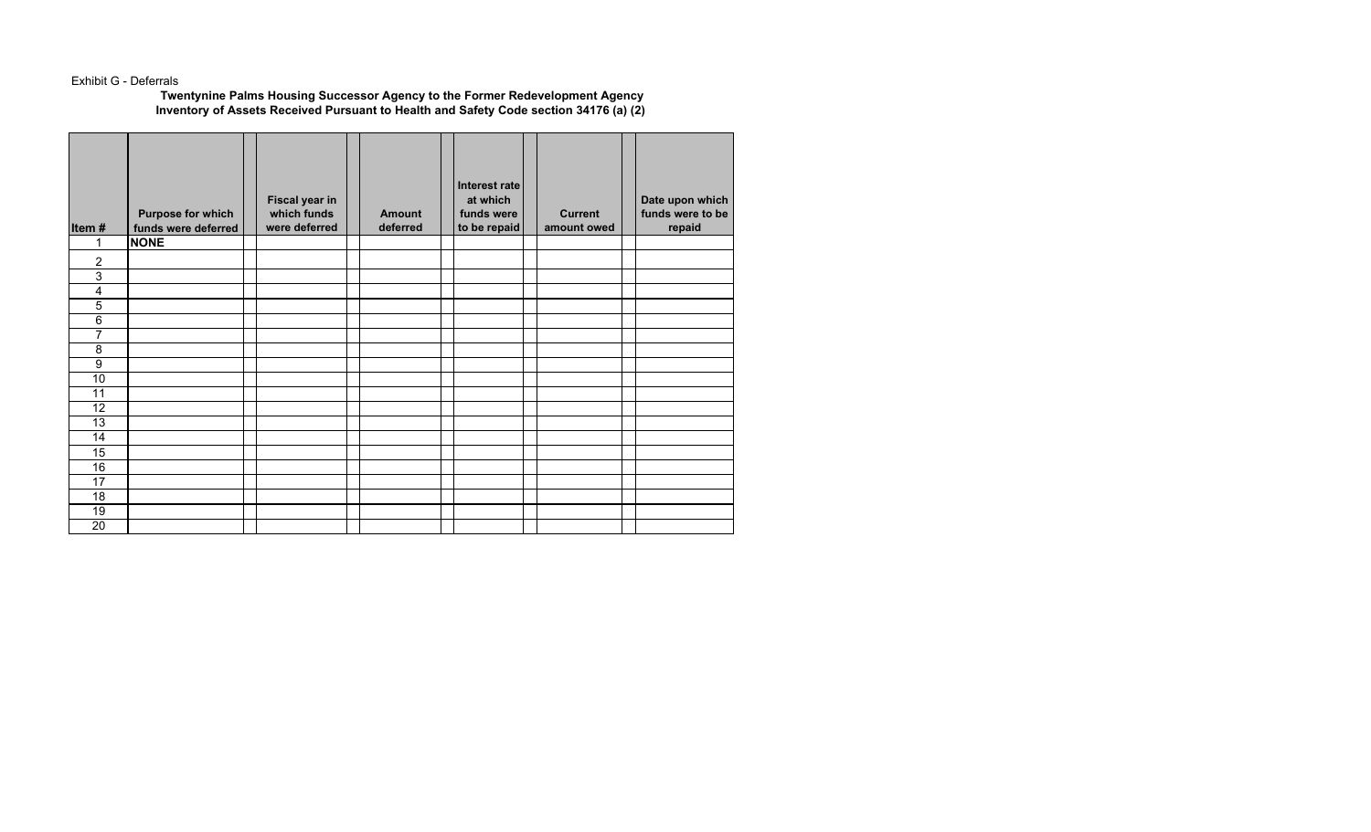Exhibit G - Deferrals

**Twentynine Palms Housing Successor Agency to the Former Redevelopment Agency**
**Inventory of Assets Received Pursuant to Health and Safety Code section 34176 (a) (2)**

| Item # | Purpose for which funds were deferred | Fiscal year in which funds were deferred | Amount deferred | Interest rate at which funds were to be repaid | Current amount owed | Date upon which funds were to be repaid |
|---|---|---|---|---|---|---|
| 1 | **NONE** | | | | | |
| 2 | | | | | | |
| 3 | | | | | | |
| 4 | | | | | | |
| 5 | | | | | | |
| 6 | | | | | | |
| 7 | | | | | | |
| 8 | | | | | | |
| 9 | | | | | | |
| 10 | | | | | | |
| 11 | | | | | | |
| 12 | | | | | | |
| 13 | | | | | | |
| 14 | | | | | | |
| 15 | | | | | | |
| 16 | | | | | | |
| 17 | | | | | | |
| 18 | | | | | | |
| 19 | | | | | | |
| 20 | | | | | | |